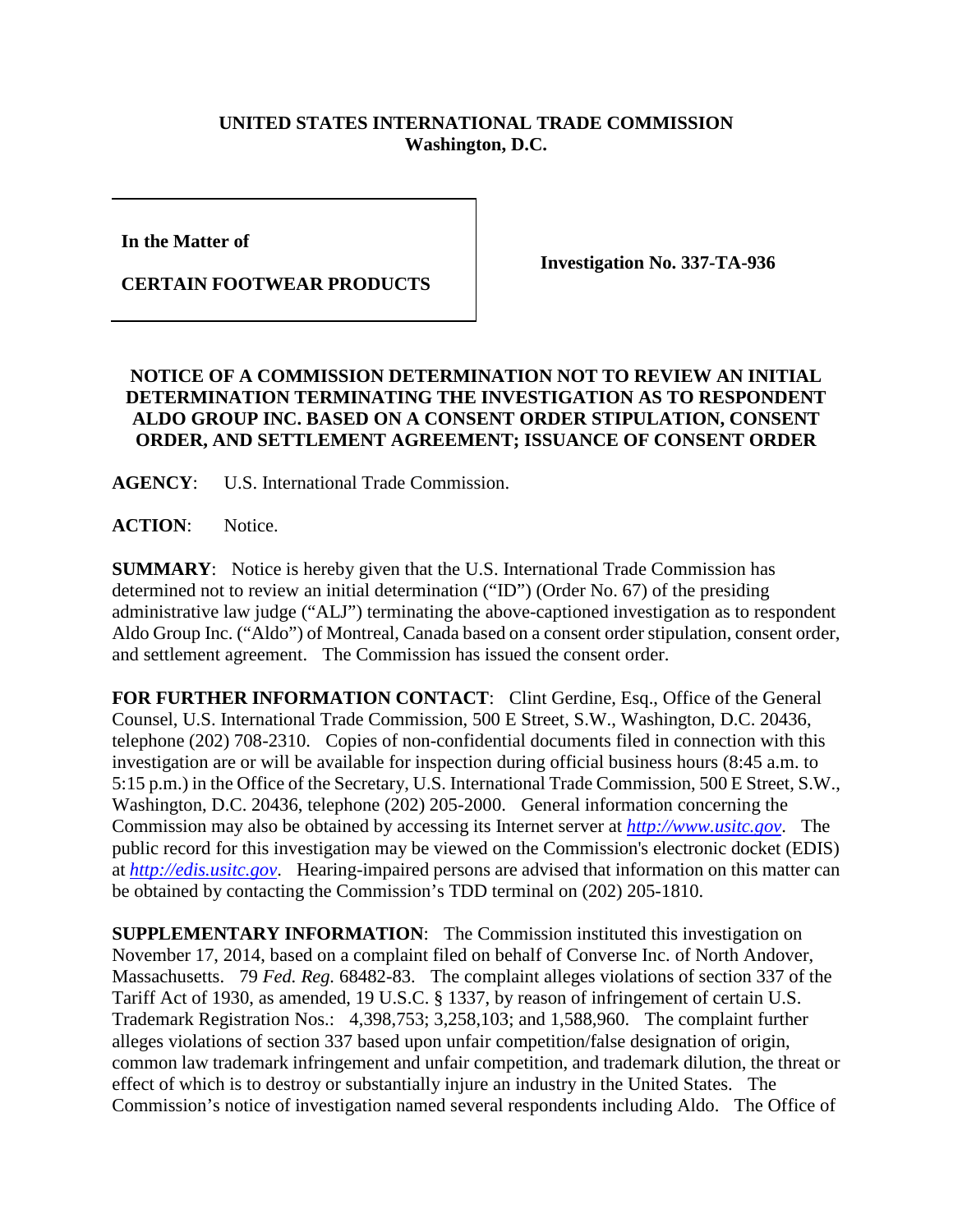**UNITED STATES INTERNATIONAL TRADE COMMISSION**
**Washington, D.C.**

| **In the Matter of** **CERTAIN FOOTWEAR PRODUCTS** | **Investigation No. 337-TA-936** |
|---|---|

**NOTICE OF A COMMISSION DETERMINATION NOT TO REVIEW AN INITIAL DETERMINATION TERMINATING THE INVESTIGATION AS TO RESPONDENT ALDO GROUP INC. BASED ON A CONSENT ORDER STIPULATION, CONSENT ORDER, AND SETTLEMENT AGREEMENT; ISSUANCE OF CONSENT ORDER**

**AGENCY**: U.S. International Trade Commission.

**ACTION**: Notice.

**SUMMARY**: Notice is hereby given that the U.S. International Trade Commission has determined not to review an initial determination ("ID") (Order No. 67) of the presiding administrative law judge ("ALJ") terminating the above-captioned investigation as to respondent Aldo Group Inc. ("Aldo") of Montreal, Canada based on a consent order stipulation, consent order, and settlement agreement. The Commission has issued the consent order.

**FOR FURTHER INFORMATION CONTACT**: Clint Gerdine, Esq., Office of the General Counsel, U.S. International Trade Commission, 500 E Street, S.W., Washington, D.C. 20436, telephone (202) 708-2310. Copies of non-confidential documents filed in connection with this investigation are or will be available for inspection during official business hours (8:45 a.m. to 5:15 p.m.) in the Office of the Secretary, U.S. International Trade Commission, 500 E Street, S.W., Washington, D.C. 20436, telephone (202) 205-2000. General information concerning the Commission may also be obtained by accessing its Internet server at *http://www.usitc.gov*. The public record for this investigation may be viewed on the Commission's electronic docket (EDIS) at *http://edis.usitc.gov*. Hearing-impaired persons are advised that information on this matter can be obtained by contacting the Commission's TDD terminal on (202) 205-1810.

**SUPPLEMENTARY INFORMATION**: The Commission instituted this investigation on November 17, 2014, based on a complaint filed on behalf of Converse Inc. of North Andover, Massachusetts. 79 *Fed. Reg.* 68482-83. The complaint alleges violations of section 337 of the Tariff Act of 1930, as amended, 19 U.S.C. § 1337, by reason of infringement of certain U.S. Trademark Registration Nos.: 4,398,753; 3,258,103; and 1,588,960. The complaint further alleges violations of section 337 based upon unfair competition/false designation of origin, common law trademark infringement and unfair competition, and trademark dilution, the threat or effect of which is to destroy or substantially injure an industry in the United States. The Commission's notice of investigation named several respondents including Aldo. The Office of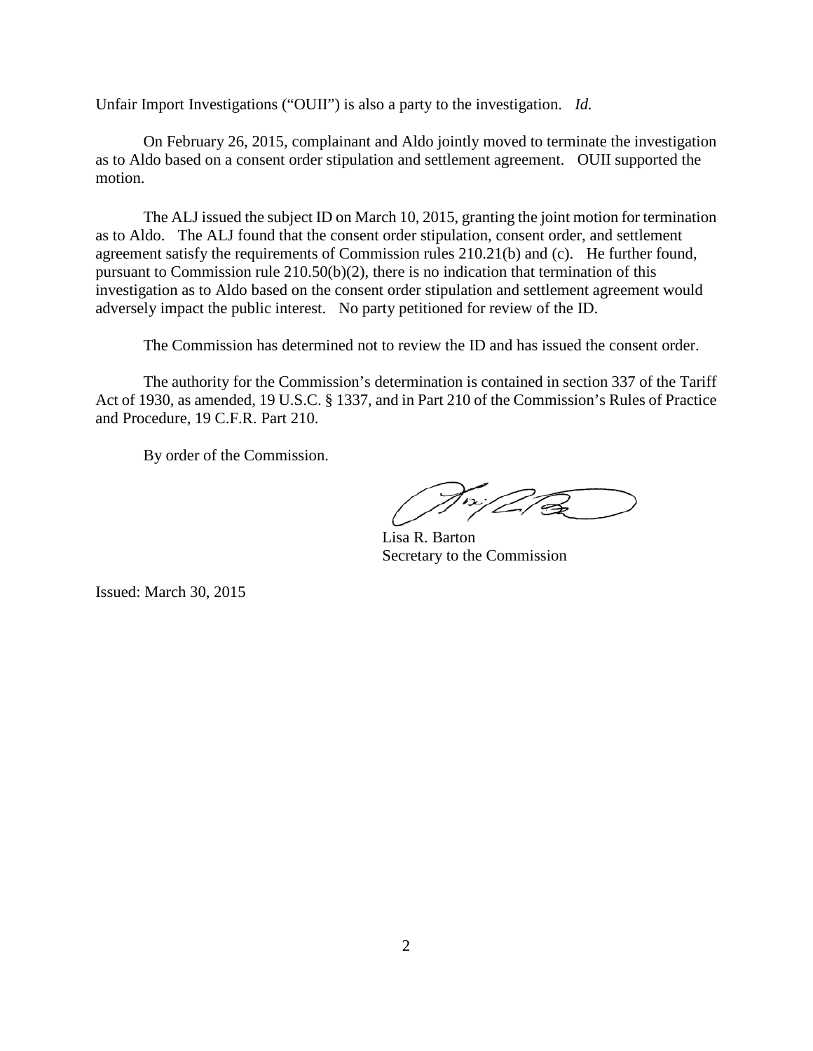Unfair Import Investigations ("OUII") is also a party to the investigation. *Id.*

On February 26, 2015, complainant and Aldo jointly moved to terminate the investigation as to Aldo based on a consent order stipulation and settlement agreement. OUII supported the motion.

The ALJ issued the subject ID on March 10, 2015, granting the joint motion for termination as to Aldo. The ALJ found that the consent order stipulation, consent order, and settlement agreement satisfy the requirements of Commission rules 210.21(b) and (c). He further found, pursuant to Commission rule 210.50(b)(2), there is no indication that termination of this investigation as to Aldo based on the consent order stipulation and settlement agreement would adversely impact the public interest. No party petitioned for review of the ID.

The Commission has determined not to review the ID and has issued the consent order.

The authority for the Commission's determination is contained in section 337 of the Tariff Act of 1930, as amended, 19 U.S.C. § 1337, and in Part 210 of the Commission's Rules of Practice and Procedure, 19 C.F.R. Part 210.

By order of the Commission.

Lisa R. Barton
Secretary to the Commission

Issued: March 30, 2015